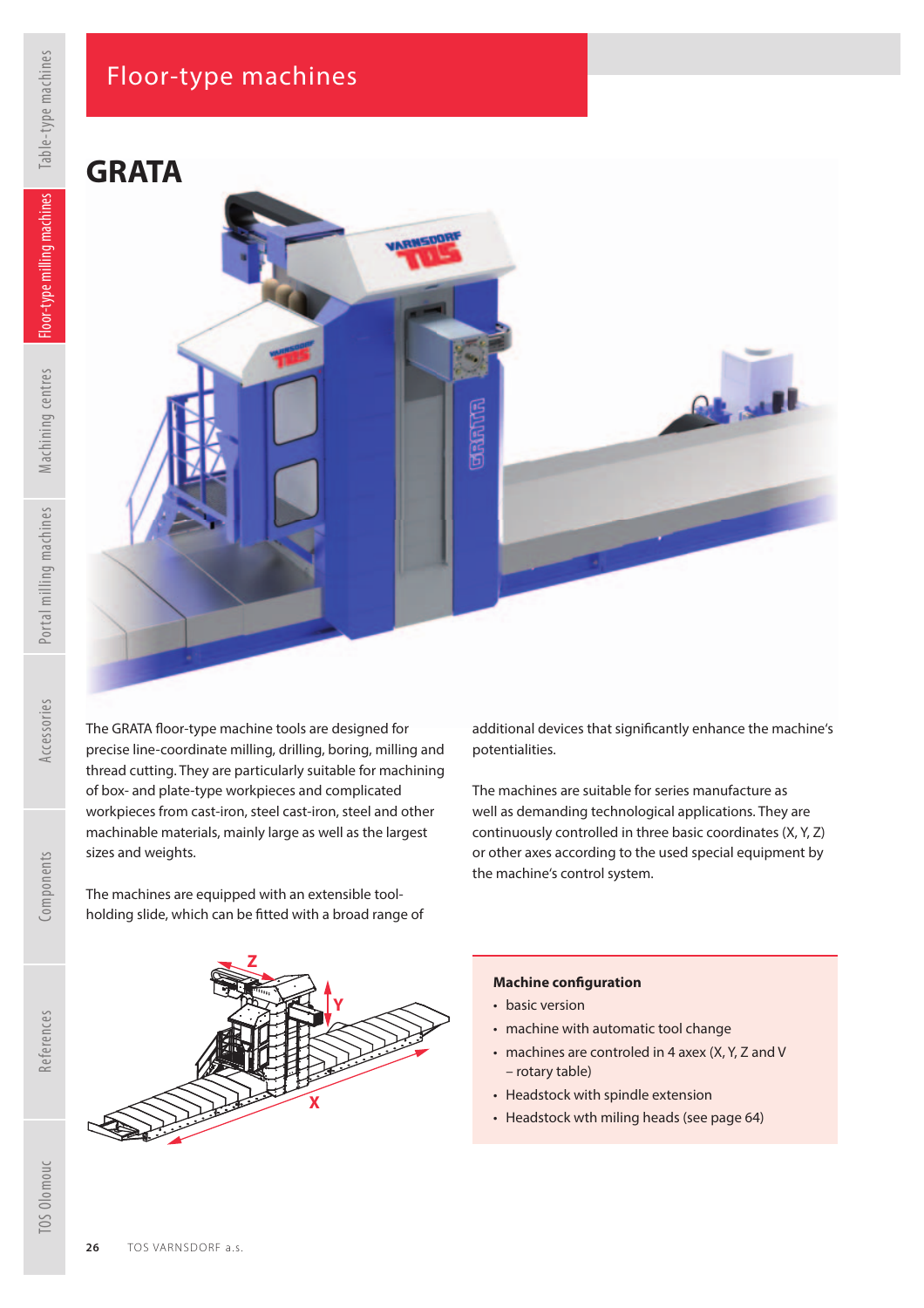# Floor-type machines

## GRATA

The GRATA floor-type machine tools are designed for precise line-coordinate milling, drilling, boring, milling and thread cutting. They are particularly suitable for machining of box- and plate-type workpieces and complicated workpieces from cast-iron, steel cast-iron, steel and other machinable materials, mainly large as well as the largest sizes and weights.

The machines are equipped with an extensible tool-holding slide, which can be fitted with a broad range of additional devices that significantly enhance the machine's potentialities.

The machines are suitable for series manufacture as well as demanding technological applications. They are continuously controlled in three basic coordinates (X, Y, Z) or other axes according to the used special equipment by the machine's control system.

**Machine configuration**

- basic version
- machine with automatic tool change
- machines are controled in 4 axex (X, Y, Z and V – rotary table)
- Headstock with spindle extension
- Headstock wth miling heads (see page 64)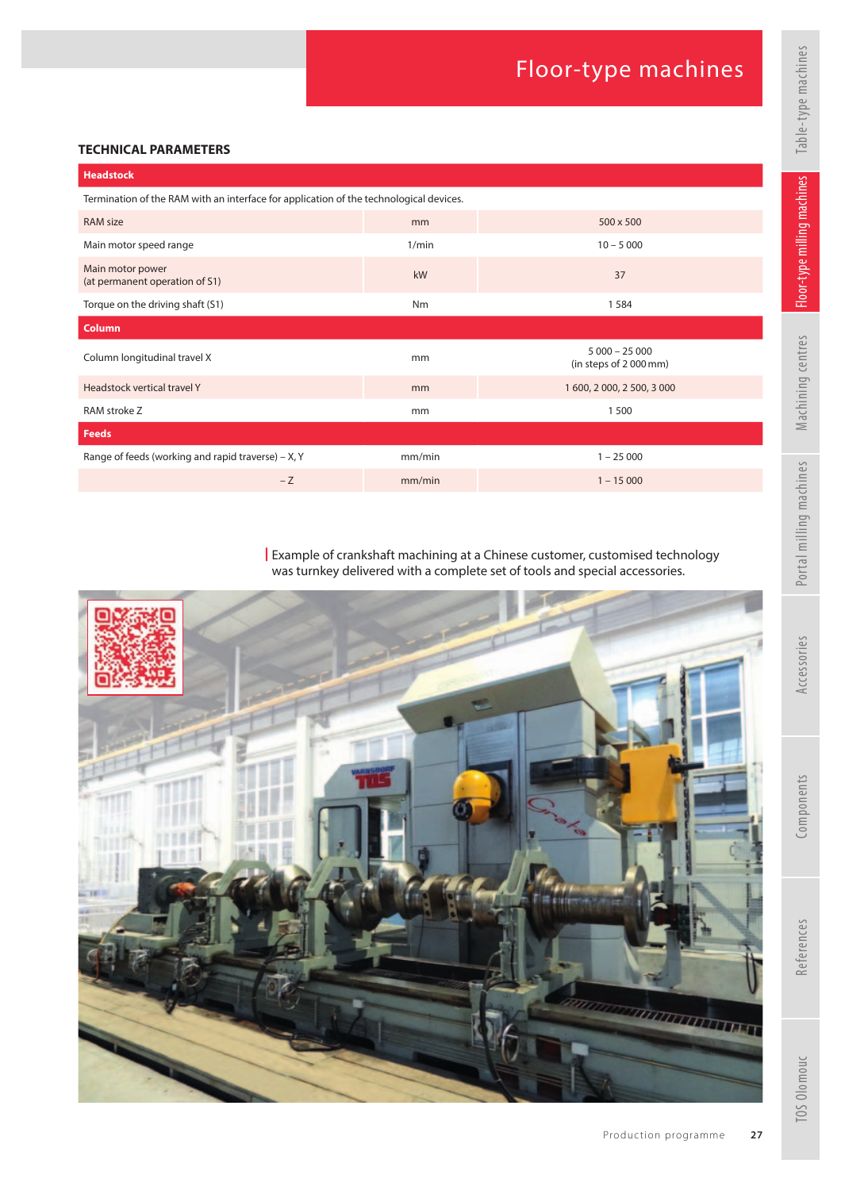# Floor-type machines

## TECHNICAL PARAMETERS

| | | |
|---|---|---|
| **Headstock** | | |
| Termination of the RAM with an interface for application of the technological devices. | | |
| RAM size | mm | 500 x 500 |
| Main motor speed range | 1/min | 10 – 5 000 |
| Main motor power (at permanent operation of S1) | kW | 37 |
| Torque on the driving shaft (S1) | Nm | 1 584 |
| **Column** | | |
| Column longitudinal travel X | mm | 5 000 – 25 000 (in steps of 2 000 mm) |
| Headstock vertical travel Y | mm | 1 600, 2 000, 2 500, 3 000 |
| RAM stroke Z | mm | 1 500 |
| **Feeds** | | |
| Range of feeds (working and rapid traverse) – X, Y | mm/min | 1 – 25 000 |
| – Z | mm/min | 1 – 15 000 |

Example of crankshaft machining at a Chinese customer, customised technology was turnkey delivered with a complete set of tools and special accessories.